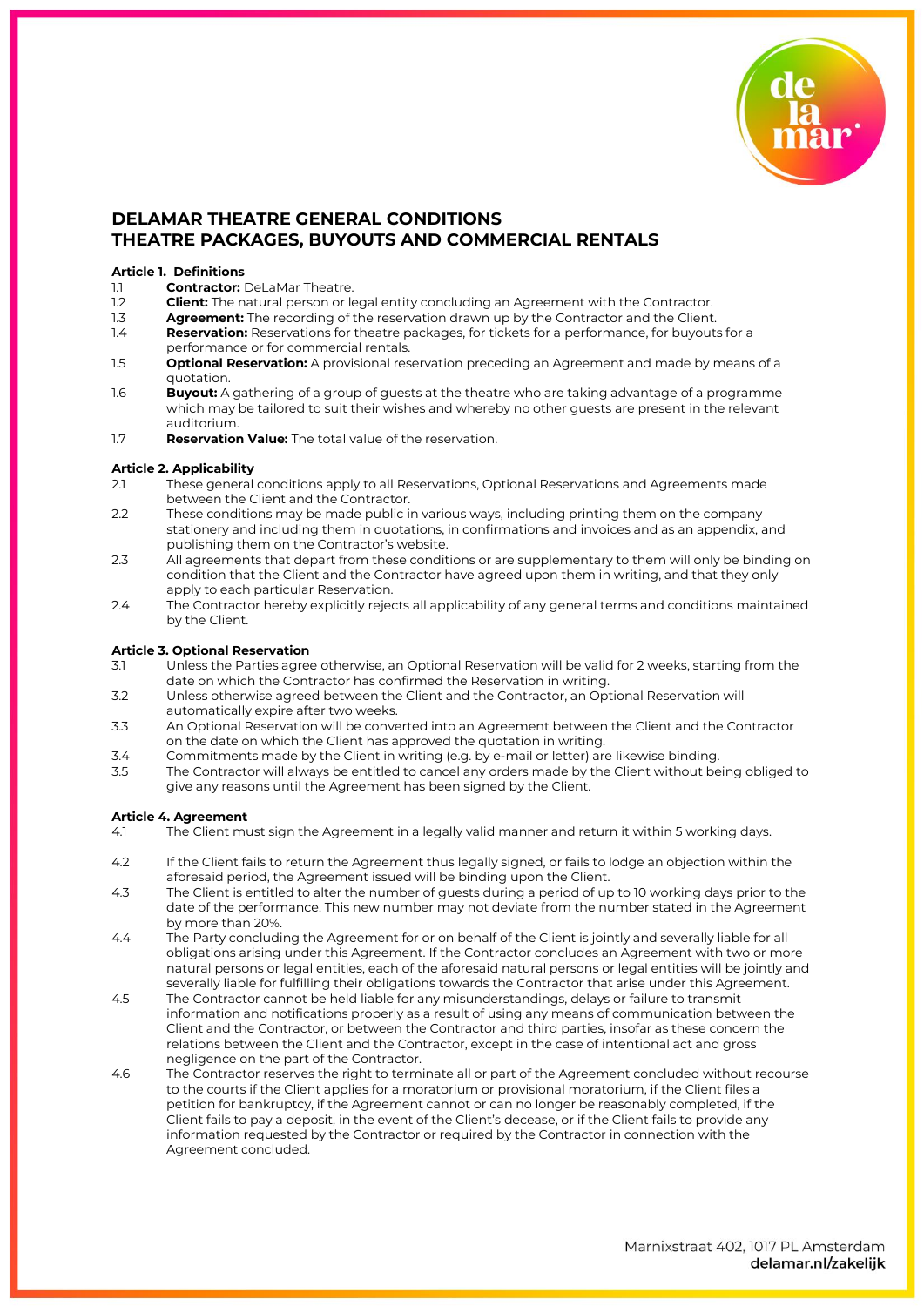# DELAMAR THEATRE GENERAL CONDITIONS
# THEATRE PACKAGES, BUYOUTS AND COMMERCIAL RENTALS

## Article 1. Definitions

1.1 **Contractor:** DeLaMar Theatre.

1.2 **Client:** The natural person or legal entity concluding an Agreement with the Contractor.

1.3 **Agreement:** The recording of the reservation drawn up by the Contractor and the Client.

1.4 **Reservation:** Reservations for theatre packages, for tickets for a performance, for buyouts for a performance or for commercial rentals.

1.5 **Optional Reservation:** A provisional reservation preceding an Agreement and made by means of a quotation.

1.6 **Buyout:** A gathering of a group of guests at the theatre who are taking advantage of a programme which may be tailored to suit their wishes and whereby no other guests are present in the relevant auditorium.

1.7 **Reservation Value:** The total value of the reservation.

## Article 2. Applicability

2.1 These general conditions apply to all Reservations, Optional Reservations and Agreements made between the Client and the Contractor.

2.2 These conditions may be made public in various ways, including printing them on the company stationery and including them in quotations, in confirmations and invoices and as an appendix, and publishing them on the Contractor's website.

2.3 All agreements that depart from these conditions or are supplementary to them will only be binding on condition that the Client and the Contractor have agreed upon them in writing, and that they only apply to each particular Reservation.

2.4 The Contractor hereby explicitly rejects all applicability of any general terms and conditions maintained by the Client.

## Article 3. Optional Reservation

3.1 Unless the Parties agree otherwise, an Optional Reservation will be valid for 2 weeks, starting from the date on which the Contractor has confirmed the Reservation in writing.

3.2 Unless otherwise agreed between the Client and the Contractor, an Optional Reservation will automatically expire after two weeks.

3.3 An Optional Reservation will be converted into an Agreement between the Client and the Contractor on the date on which the Client has approved the quotation in writing.

3.4 Commitments made by the Client in writing (e.g. by e-mail or letter) are likewise binding.

3.5 The Contractor will always be entitled to cancel any orders made by the Client without being obliged to give any reasons until the Agreement has been signed by the Client.

## Article 4. Agreement

4.1 The Client must sign the Agreement in a legally valid manner and return it within 5 working days.

4.2 If the Client fails to return the Agreement thus legally signed, or fails to lodge an objection within the aforesaid period, the Agreement issued will be binding upon the Client.

4.3 The Client is entitled to alter the number of guests during a period of up to 10 working days prior to the date of the performance. This new number may not deviate from the number stated in the Agreement by more than 20%.

4.4 The Party concluding the Agreement for or on behalf of the Client is jointly and severally liable for all obligations arising under this Agreement. If the Contractor concludes an Agreement with two or more natural persons or legal entities, each of the aforesaid natural persons or legal entities will be jointly and severally liable for fulfilling their obligations towards the Contractor that arise under this Agreement.

4.5 The Contractor cannot be held liable for any misunderstandings, delays or failure to transmit information and notifications properly as a result of using any means of communication between the Client and the Contractor, or between the Contractor and third parties, insofar as these concern the relations between the Client and the Contractor, except in the case of intentional act and gross negligence on the part of the Contractor.

4.6 The Contractor reserves the right to terminate all or part of the Agreement concluded without recourse to the courts if the Client applies for a moratorium or provisional moratorium, if the Client files a petition for bankruptcy, if the Agreement cannot or can no longer be reasonably completed, if the Client fails to pay a deposit, in the event of the Client's decease, or if the Client fails to provide any information requested by the Contractor or required by the Contractor in connection with the Agreement concluded.

Marnixstraat 402, 1017 PL Amsterdam
**delamar.nl/zakelijk**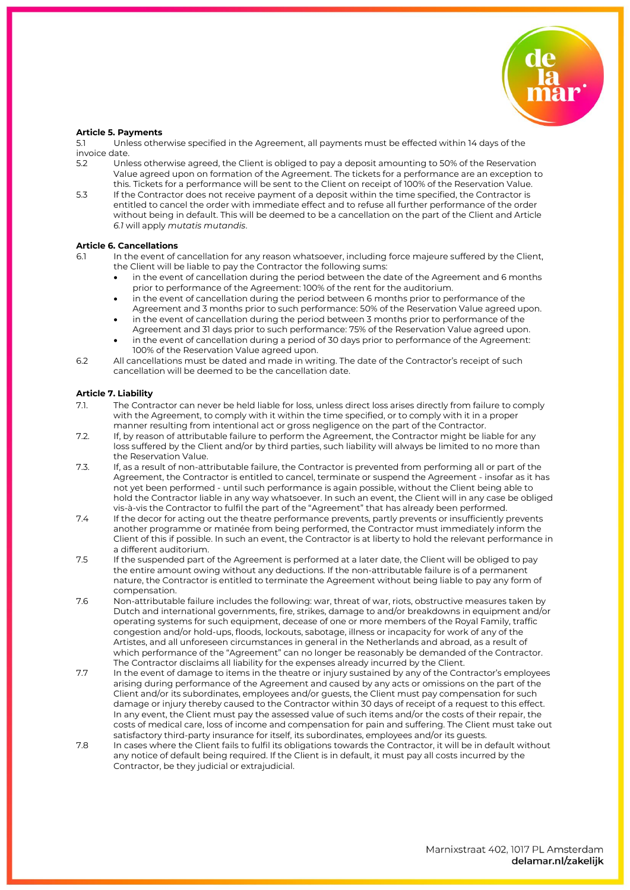**Article 5. Payments**

5.1 Unless otherwise specified in the Agreement, all payments must be effected within 14 days of the invoice date.

5.2 Unless otherwise agreed, the Client is obliged to pay a deposit amounting to 50% of the Reservation Value agreed upon on formation of the Agreement. The tickets for a performance are an exception to this. Tickets for a performance will be sent to the Client on receipt of 100% of the Reservation Value.

5.3 If the Contractor does not receive payment of a deposit within the time specified, the Contractor is entitled to cancel the order with immediate effect and to refuse all further performance of the order without being in default. This will be deemed to be a cancellation on the part of the Client and Article *6.1* will apply *mutatis mutandis*.

**Article 6. Cancellations**

6.1 In the event of cancellation for any reason whatsoever, including force majeure suffered by the Client, the Client will be liable to pay the Contractor the following sums:

- in the event of cancellation during the period between the date of the Agreement and 6 months prior to performance of the Agreement: 100% of the rent for the auditorium.
- in the event of cancellation during the period between 6 months prior to performance of the Agreement and 3 months prior to such performance: 50% of the Reservation Value agreed upon.
- in the event of cancellation during the period between 3 months prior to performance of the Agreement and 31 days prior to such performance: 75% of the Reservation Value agreed upon.
- in the event of cancellation during a period of 30 days prior to performance of the Agreement: 100% of the Reservation Value agreed upon.

6.2 All cancellations must be dated and made in writing. The date of the Contractor's receipt of such cancellation will be deemed to be the cancellation date.

**Article 7. Liability**

7.1. The Contractor can never be held liable for loss, unless direct loss arises directly from failure to comply with the Agreement, to comply with it within the time specified, or to comply with it in a proper manner resulting from intentional act or gross negligence on the part of the Contractor.

7.2. If, by reason of attributable failure to perform the Agreement, the Contractor might be liable for any loss suffered by the Client and/or by third parties, such liability will always be limited to no more than the Reservation Value.

7.3. If, as a result of non-attributable failure, the Contractor is prevented from performing all or part of the Agreement, the Contractor is entitled to cancel, terminate or suspend the Agreement - insofar as it has not yet been performed - until such performance is again possible, without the Client being able to hold the Contractor liable in any way whatsoever. In such an event, the Client will in any case be obliged vis-à-vis the Contractor to fulfil the part of the "Agreement" that has already been performed.

7.4 If the decor for acting out the theatre performance prevents, partly prevents or insufficiently prevents another programme or matinée from being performed, the Contractor must immediately inform the Client of this if possible. In such an event, the Contractor is at liberty to hold the relevant performance in a different auditorium.

7.5 If the suspended part of the Agreement is performed at a later date, the Client will be obliged to pay the entire amount owing without any deductions. If the non-attributable failure is of a permanent nature, the Contractor is entitled to terminate the Agreement without being liable to pay any form of compensation.

7.6 Non-attributable failure includes the following: war, threat of war, riots, obstructive measures taken by Dutch and international governments, fire, strikes, damage to and/or breakdowns in equipment and/or operating systems for such equipment, decease of one or more members of the Royal Family, traffic congestion and/or hold-ups, floods, lockouts, sabotage, illness or incapacity for work of any of the Artistes, and all unforeseen circumstances in general in the Netherlands and abroad, as a result of which performance of the "Agreement" can no longer be reasonably be demanded of the Contractor. The Contractor disclaims all liability for the expenses already incurred by the Client.

7.7 In the event of damage to items in the theatre or injury sustained by any of the Contractor's employees arising during performance of the Agreement and caused by any acts or omissions on the part of the Client and/or its subordinates, employees and/or guests, the Client must pay compensation for such damage or injury thereby caused to the Contractor within 30 days of receipt of a request to this effect. In any event, the Client must pay the assessed value of such items and/or the costs of their repair, the costs of medical care, loss of income and compensation for pain and suffering. The Client must take out satisfactory third-party insurance for itself, its subordinates, employees and/or its guests.

7.8 In cases where the Client fails to fulfil its obligations towards the Contractor, it will be in default without any notice of default being required. If the Client is in default, it must pay all costs incurred by the Contractor, be they judicial or extrajudicial.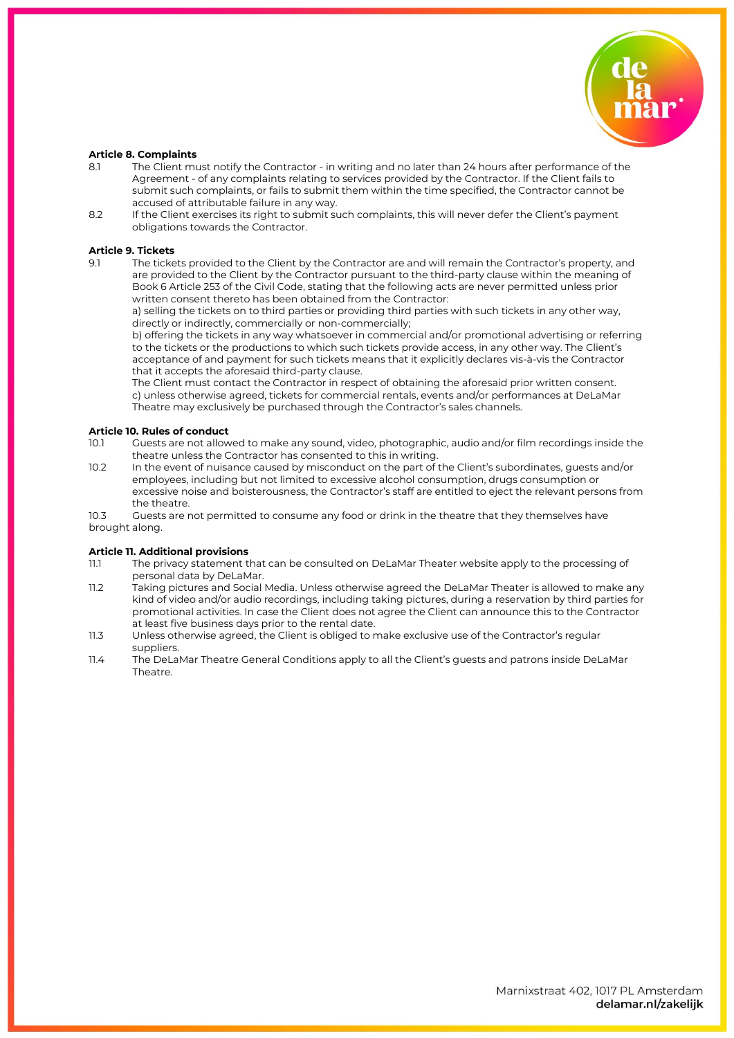**Article 8. Complaints**

8.1 The Client must notify the Contractor - in writing and no later than 24 hours after performance of the Agreement - of any complaints relating to services provided by the Contractor. If the Client fails to submit such complaints, or fails to submit them within the time specified, the Contractor cannot be accused of attributable failure in any way.

8.2 If the Client exercises its right to submit such complaints, this will never defer the Client's payment obligations towards the Contractor.

**Article 9. Tickets**

9.1 The tickets provided to the Client by the Contractor are and will remain the Contractor's property, and are provided to the Client by the Contractor pursuant to the third-party clause within the meaning of Book 6 Article 253 of the Civil Code, stating that the following acts are never permitted unless prior written consent thereto has been obtained from the Contractor:
a) selling the tickets on to third parties or providing third parties with such tickets in any other way, directly or indirectly, commercially or non-commercially;
b) offering the tickets in any way whatsoever in commercial and/or promotional advertising or referring to the tickets or the productions to which such tickets provide access, in any other way. The Client's acceptance of and payment for such tickets means that it explicitly declares vis-à-vis the Contractor that it accepts the aforesaid third-party clause.
The Client must contact the Contractor in respect of obtaining the aforesaid prior written consent.
c) unless otherwise agreed, tickets for commercial rentals, events and/or performances at DeLaMar Theatre may exclusively be purchased through the Contractor's sales channels.

**Article 10. Rules of conduct**

10.1 Guests are not allowed to make any sound, video, photographic, audio and/or film recordings inside the theatre unless the Contractor has consented to this in writing.

10.2 In the event of nuisance caused by misconduct on the part of the Client's subordinates, guests and/or employees, including but not limited to excessive alcohol consumption, drugs consumption or excessive noise and boisterousness, the Contractor's staff are entitled to eject the relevant persons from the theatre.

10.3 Guests are not permitted to consume any food or drink in the theatre that they themselves have brought along.

**Article 11. Additional provisions**

11.1 The privacy statement that can be consulted on DeLaMar Theater website apply to the processing of personal data by DeLaMar.

11.2 Taking pictures and Social Media. Unless otherwise agreed the DeLaMar Theater is allowed to make any kind of video and/or audio recordings, including taking pictures, during a reservation by third parties for promotional activities. In case the Client does not agree the Client can announce this to the Contractor at least five business days prior to the rental date.

11.3 Unless otherwise agreed, the Client is obliged to make exclusive use of the Contractor's regular suppliers.

11.4 The DeLaMar Theatre General Conditions apply to all the Client's guests and patrons inside DeLaMar Theatre.